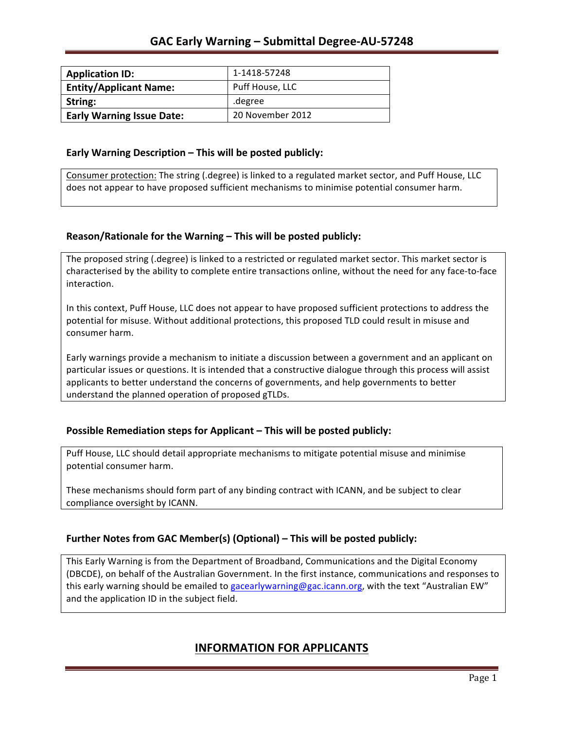# GAC Early Warning – Submittal Degree-AU-57248

| Application ID: | 1-1418-57248 |
| --- | --- |
| Entity/Applicant Name: | Puff House, LLC |
| String: | .degree |
| Early Warning Issue Date: | 20 November 2012 |

### Early Warning Description – This will be posted publicly:

Consumer protection: The string (.degree) is linked to a regulated market sector, and Puff House, LLC does not appear to have proposed sufficient mechanisms to minimise potential consumer harm.

### Reason/Rationale for the Warning – This will be posted publicly:

The proposed string (.degree) is linked to a restricted or regulated market sector. This market sector is characterised by the ability to complete entire transactions online, without the need for any face-to-face interaction.

In this context, Puff House, LLC does not appear to have proposed sufficient protections to address the potential for misuse. Without additional protections, this proposed TLD could result in misuse and consumer harm.

Early warnings provide a mechanism to initiate a discussion between a government and an applicant on particular issues or questions. It is intended that a constructive dialogue through this process will assist applicants to better understand the concerns of governments, and help governments to better understand the planned operation of proposed gTLDs.

### Possible Remediation steps for Applicant – This will be posted publicly:

Puff House, LLC should detail appropriate mechanisms to mitigate potential misuse and minimise potential consumer harm.

These mechanisms should form part of any binding contract with ICANN, and be subject to clear compliance oversight by ICANN.

### Further Notes from GAC Member(s) (Optional) – This will be posted publicly:

This Early Warning is from the Department of Broadband, Communications and the Digital Economy (DBCDE), on behalf of the Australian Government. In the first instance, communications and responses to this early warning should be emailed to gacearlywarning@gac.icann.org, with the text "Australian EW" and the application ID in the subject field.

## INFORMATION FOR APPLICANTS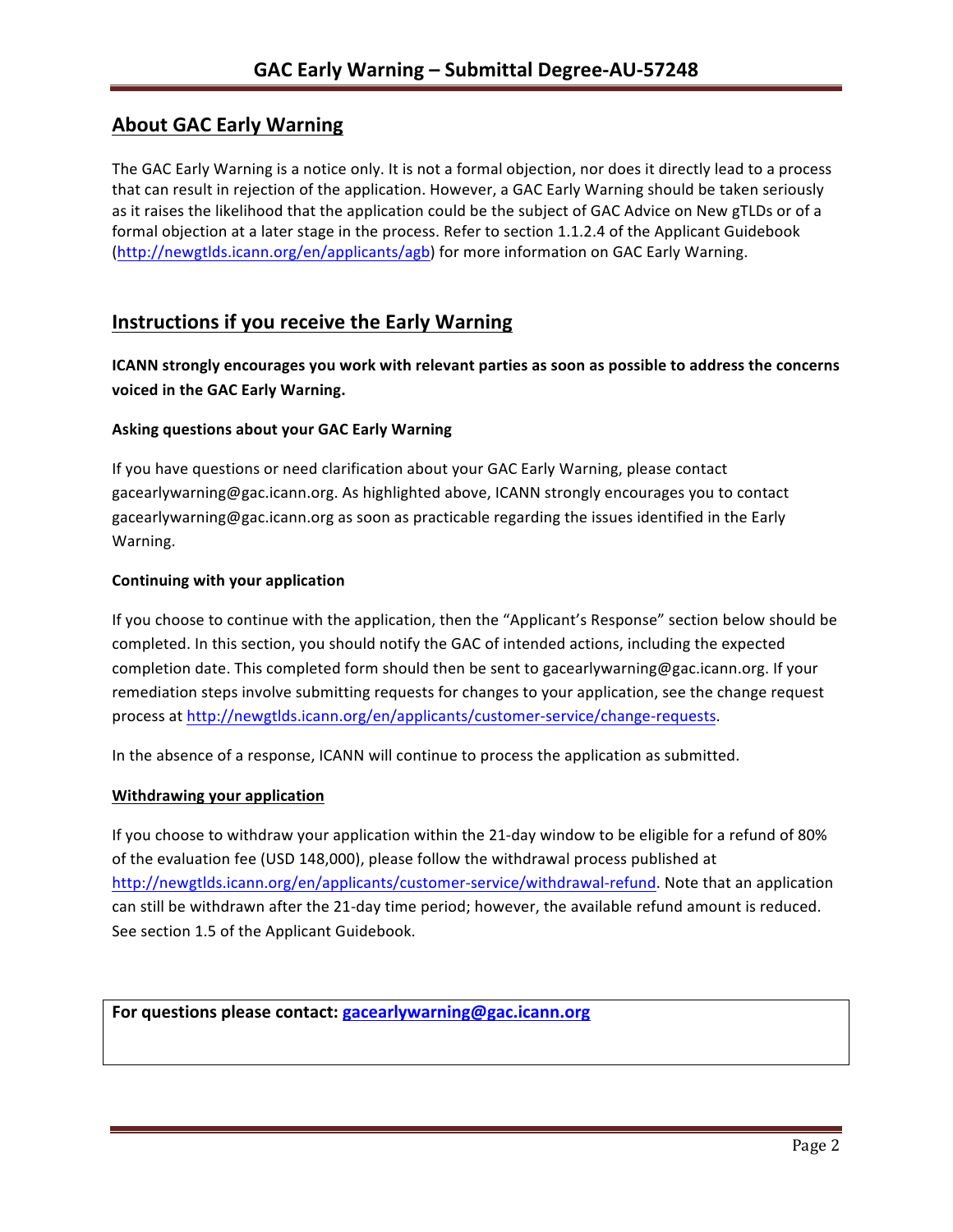## About GAC Early Warning

The GAC Early Warning is a notice only. It is not a formal objection, nor does it directly lead to a process that can result in rejection of the application. However, a GAC Early Warning should be taken seriously as it raises the likelihood that the application could be the subject of GAC Advice on New gTLDs or of a formal objection at a later stage in the process. Refer to section 1.1.2.4 of the Applicant Guidebook (http://newgtlds.icann.org/en/applicants/agb) for more information on GAC Early Warning.

## Instructions if you receive the Early Warning

**ICANN strongly encourages you work with relevant parties as soon as possible to address the concerns voiced in the GAC Early Warning.**

### Asking questions about your GAC Early Warning

If you have questions or need clarification about your GAC Early Warning, please contact gacearlywarning@gac.icann.org. As highlighted above, ICANN strongly encourages you to contact gacearlywarning@gac.icann.org as soon as practicable regarding the issues identified in the Early Warning.

### Continuing with your application

If you choose to continue with the application, then the "Applicant's Response" section below should be completed. In this section, you should notify the GAC of intended actions, including the expected completion date. This completed form should then be sent to gacearlywarning@gac.icann.org. If your remediation steps involve submitting requests for changes to your application, see the change request process at http://newgtlds.icann.org/en/applicants/customer-service/change-requests.

In the absence of a response, ICANN will continue to process the application as submitted.

### Withdrawing your application

If you choose to withdraw your application within the 21-day window to be eligible for a refund of 80% of the evaluation fee (USD 148,000), please follow the withdrawal process published at http://newgtlds.icann.org/en/applicants/customer-service/withdrawal-refund. Note that an application can still be withdrawn after the 21-day time period; however, the available refund amount is reduced. See section 1.5 of the Applicant Guidebook.

**For questions please contact: gacearlywarning@gac.icann.org**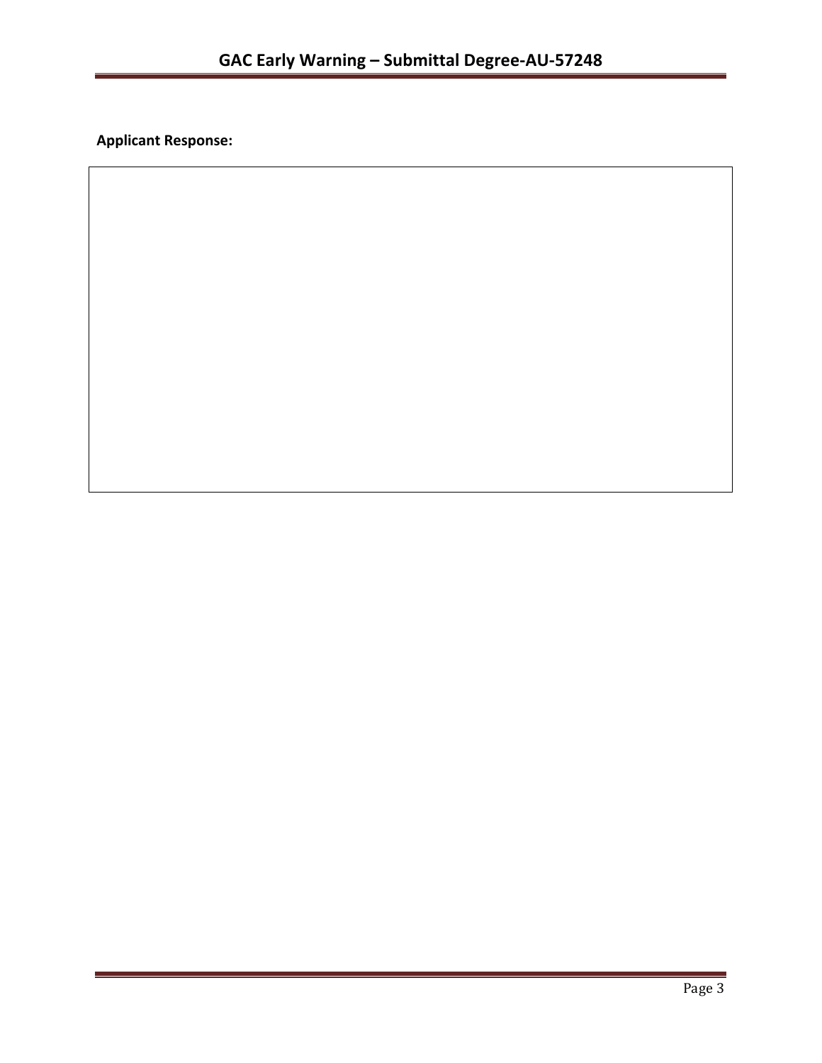**Applicant Response:**